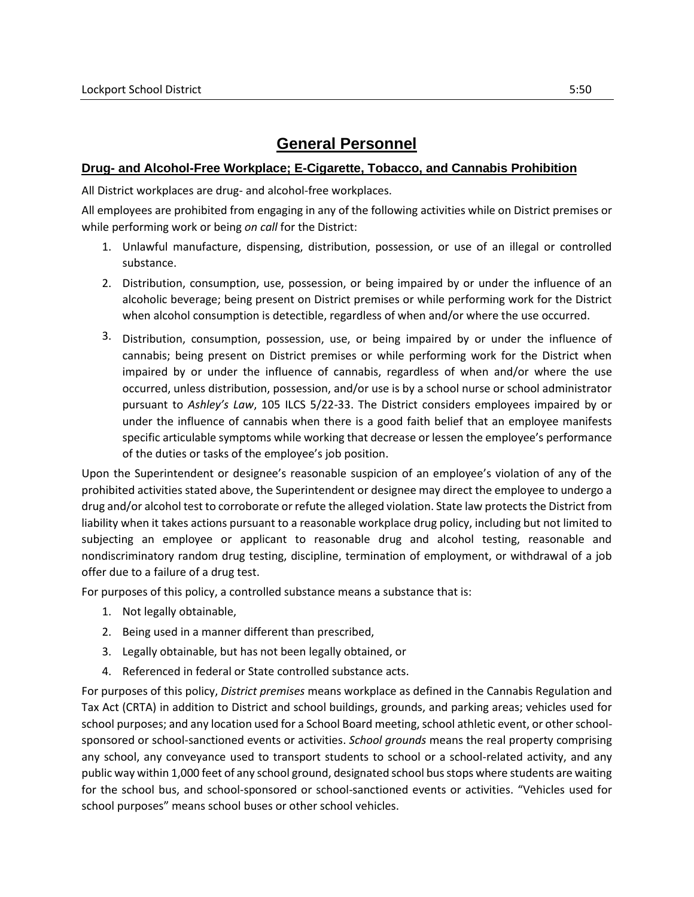# General Personnel

## Drug- and Alcohol-Free Workplace; E-Cigarette, Tobacco, and Cannabis Prohibition

All District workplaces are drug- and alcohol-free workplaces.

All employees are prohibited from engaging in any of the following activities while on District premises or while performing work or being *on call* for the District:

1. Unlawful manufacture, dispensing, distribution, possession, or use of an illegal or controlled substance.
2. Distribution, consumption, use, possession, or being impaired by or under the influence of an alcoholic beverage; being present on District premises or while performing work for the District when alcohol consumption is detectible, regardless of when and/or where the use occurred.
3. Distribution, consumption, possession, use, or being impaired by or under the influence of cannabis; being present on District premises or while performing work for the District when impaired by or under the influence of cannabis, regardless of when and/or where the use occurred, unless distribution, possession, and/or use is by a school nurse or school administrator pursuant to *Ashley's Law*, 105 ILCS 5/22-33. The District considers employees impaired by or under the influence of cannabis when there is a good faith belief that an employee manifests specific articulable symptoms while working that decrease or lessen the employee's performance of the duties or tasks of the employee's job position.

Upon the Superintendent or designee's reasonable suspicion of an employee's violation of any of the prohibited activities stated above, the Superintendent or designee may direct the employee to undergo a drug and/or alcohol test to corroborate or refute the alleged violation. State law protects the District from liability when it takes actions pursuant to a reasonable workplace drug policy, including but not limited to subjecting an employee or applicant to reasonable drug and alcohol testing, reasonable and nondiscriminatory random drug testing, discipline, termination of employment, or withdrawal of a job offer due to a failure of a drug test.

For purposes of this policy, a controlled substance means a substance that is:

1. Not legally obtainable,
2. Being used in a manner different than prescribed,
3. Legally obtainable, but has not been legally obtained, or
4. Referenced in federal or State controlled substance acts.

For purposes of this policy, *District premises* means workplace as defined in the Cannabis Regulation and Tax Act (CRTA) in addition to District and school buildings, grounds, and parking areas; vehicles used for school purposes; and any location used for a School Board meeting, school athletic event, or other school-sponsored or school-sanctioned events or activities. *School grounds* means the real property comprising any school, any conveyance used to transport students to school or a school-related activity, and any public way within 1,000 feet of any school ground, designated school bus stops where students are waiting for the school bus, and school-sponsored or school-sanctioned events or activities. "Vehicles used for school purposes" means school buses or other school vehicles.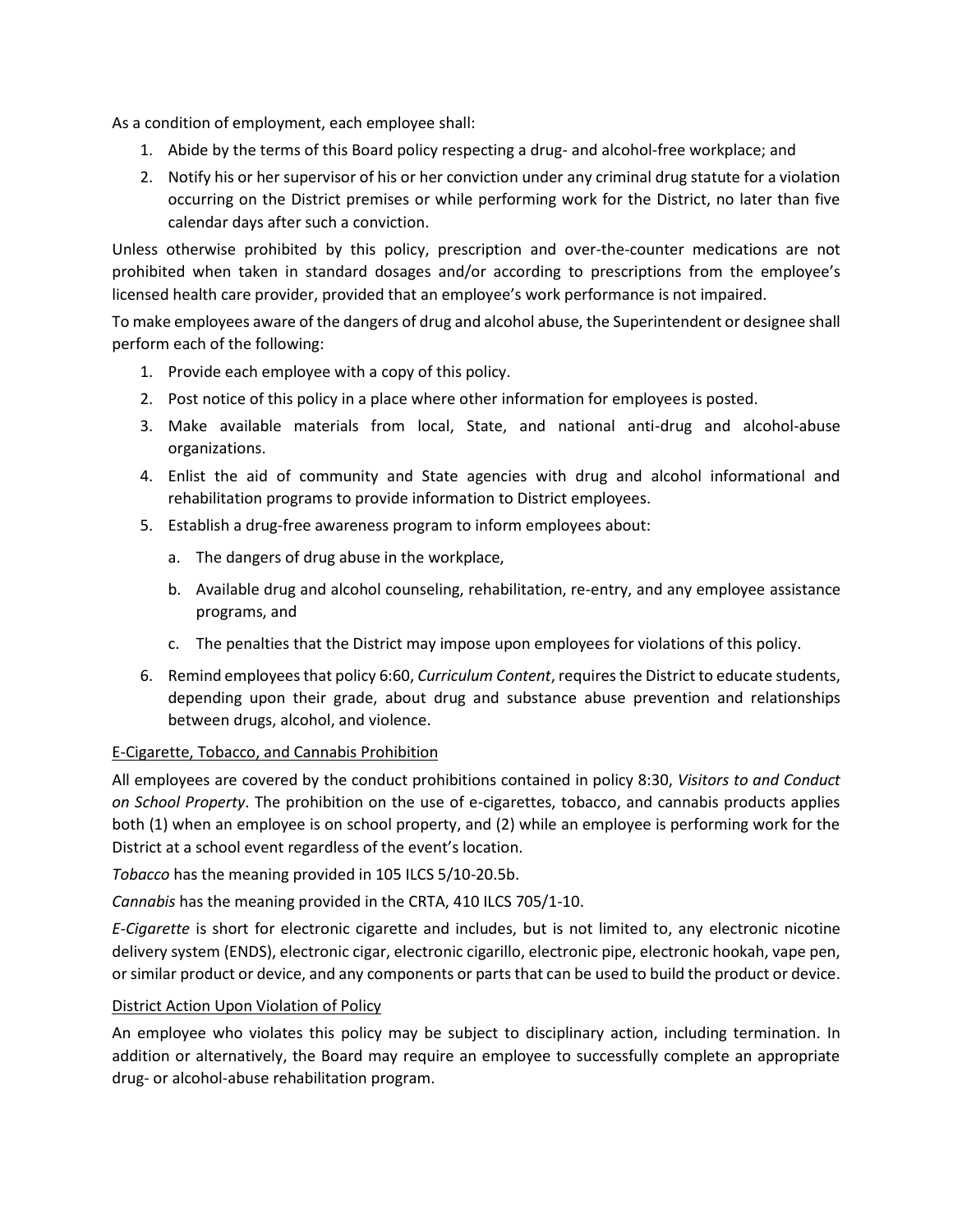As a condition of employment, each employee shall:

1. Abide by the terms of this Board policy respecting a drug- and alcohol-free workplace; and
2. Notify his or her supervisor of his or her conviction under any criminal drug statute for a violation occurring on the District premises or while performing work for the District, no later than five calendar days after such a conviction.

Unless otherwise prohibited by this policy, prescription and over-the-counter medications are not prohibited when taken in standard dosages and/or according to prescriptions from the employee's licensed health care provider, provided that an employee's work performance is not impaired.

To make employees aware of the dangers of drug and alcohol abuse, the Superintendent or designee shall perform each of the following:

1. Provide each employee with a copy of this policy.
2. Post notice of this policy in a place where other information for employees is posted.
3. Make available materials from local, State, and national anti-drug and alcohol-abuse organizations.
4. Enlist the aid of community and State agencies with drug and alcohol informational and rehabilitation programs to provide information to District employees.
5. Establish a drug-free awareness program to inform employees about:
   a. The dangers of drug abuse in the workplace,
   b. Available drug and alcohol counseling, rehabilitation, re-entry, and any employee assistance programs, and
   c. The penalties that the District may impose upon employees for violations of this policy.
6. Remind employees that policy 6:60, *Curriculum Content*, requires the District to educate students, depending upon their grade, about drug and substance abuse prevention and relationships between drugs, alcohol, and violence.

<u>E-Cigarette, Tobacco, and Cannabis Prohibition</u>

All employees are covered by the conduct prohibitions contained in policy 8:30, *Visitors to and Conduct on School Property*. The prohibition on the use of e-cigarettes, tobacco, and cannabis products applies both (1) when an employee is on school property, and (2) while an employee is performing work for the District at a school event regardless of the event's location.

*Tobacco* has the meaning provided in 105 ILCS 5/10-20.5b.

*Cannabis* has the meaning provided in the CRTA, 410 ILCS 705/1-10.

*E-Cigarette* is short for electronic cigarette and includes, but is not limited to, any electronic nicotine delivery system (ENDS), electronic cigar, electronic cigarillo, electronic pipe, electronic hookah, vape pen, or similar product or device, and any components or parts that can be used to build the product or device.

<u>District Action Upon Violation of Policy</u>

An employee who violates this policy may be subject to disciplinary action, including termination. In addition or alternatively, the Board may require an employee to successfully complete an appropriate drug- or alcohol-abuse rehabilitation program.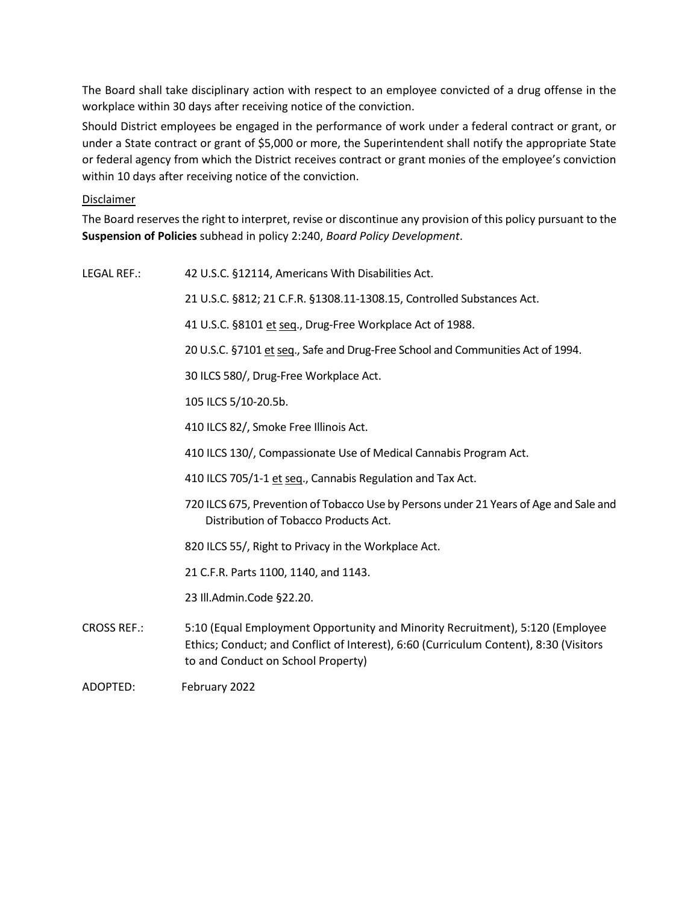The Board shall take disciplinary action with respect to an employee convicted of a drug offense in the workplace within 30 days after receiving notice of the conviction.

Should District employees be engaged in the performance of work under a federal contract or grant, or under a State contract or grant of $5,000 or more, the Superintendent shall notify the appropriate State or federal agency from which the District receives contract or grant monies of the employee's conviction within 10 days after receiving notice of the conviction.

Disclaimer

The Board reserves the right to interpret, revise or discontinue any provision of this policy pursuant to the **Suspension of Policies** subhead in policy 2:240, *Board Policy Development*.

LEGAL REF.: 42 U.S.C. §12114, Americans With Disabilities Act.

21 U.S.C. §812; 21 C.F.R. §1308.11-1308.15, Controlled Substances Act.

41 U.S.C. §8101 et seq., Drug-Free Workplace Act of 1988.

20 U.S.C. §7101 et seq., Safe and Drug-Free School and Communities Act of 1994.

30 ILCS 580/, Drug-Free Workplace Act.

105 ILCS 5/10-20.5b.

410 ILCS 82/, Smoke Free Illinois Act.

410 ILCS 130/, Compassionate Use of Medical Cannabis Program Act.

410 ILCS 705/1-1 et seq., Cannabis Regulation and Tax Act.

720 ILCS 675, Prevention of Tobacco Use by Persons under 21 Years of Age and Sale and Distribution of Tobacco Products Act.

820 ILCS 55/, Right to Privacy in the Workplace Act.

21 C.F.R. Parts 1100, 1140, and 1143.

23 Ill.Admin.Code §22.20.

CROSS REF.: 5:10 (Equal Employment Opportunity and Minority Recruitment), 5:120 (Employee Ethics; Conduct; and Conflict of Interest), 6:60 (Curriculum Content), 8:30 (Visitors to and Conduct on School Property)

ADOPTED: February 2022